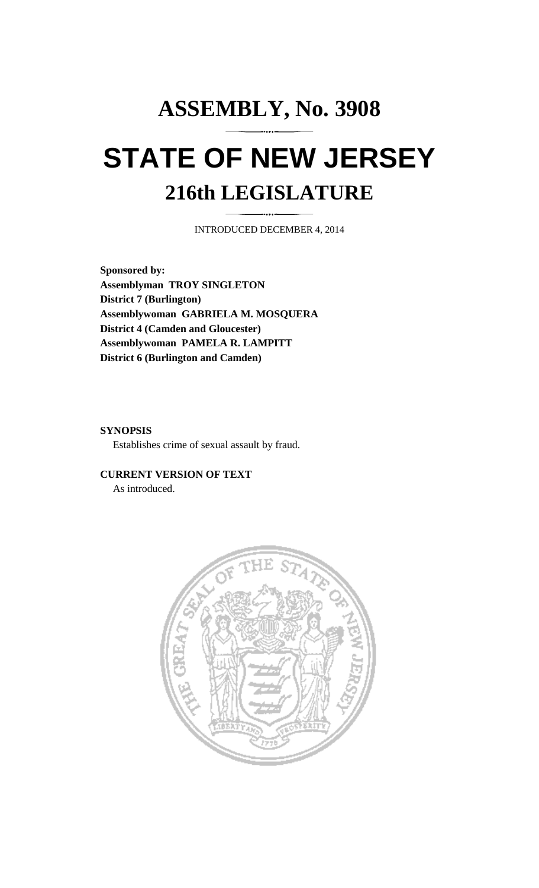# ASSEMBLY, No. 3908

# STATE OF NEW JERSEY

## 216th LEGISLATURE

INTRODUCED DECEMBER 4, 2014

**Sponsored by:**
**Assemblyman TROY SINGLETON**
**District 7 (Burlington)**
**Assemblywoman GABRIELA M. MOSQUERA**
**District 4 (Camden and Gloucester)**
**Assemblywoman PAMELA R. LAMPITT**
**District 6 (Burlington and Camden)**

**SYNOPSIS**

Establishes crime of sexual assault by fraud.

**CURRENT VERSION OF TEXT**

As introduced.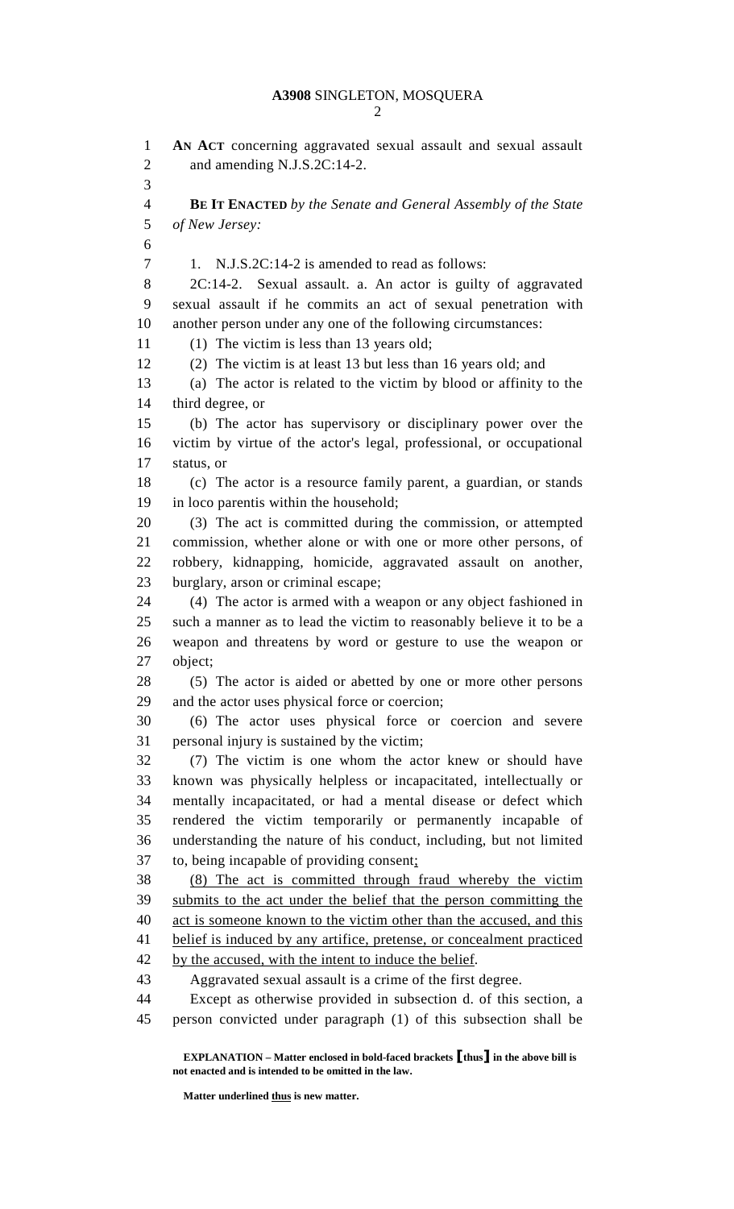**AN ACT** concerning aggravated sexual assault and sexual assault and amending N.J.S.2C:14-2.

**BE IT ENACTED** *by the Senate and General Assembly of the State of New Jersey:*

1. N.J.S.2C:14-2 is amended to read as follows:

2C:14-2. Sexual assault. a. An actor is guilty of aggravated sexual assault if he commits an act of sexual penetration with another person under any one of the following circumstances:

(1) The victim is less than 13 years old;

(2) The victim is at least 13 but less than 16 years old; and

(a) The actor is related to the victim by blood or affinity to the third degree, or

(b) The actor has supervisory or disciplinary power over the victim by virtue of the actor's legal, professional, or occupational status, or

(c) The actor is a resource family parent, a guardian, or stands in loco parentis within the household;

(3) The act is committed during the commission, or attempted commission, whether alone or with one or more other persons, of robbery, kidnapping, homicide, aggravated assault on another, burglary, arson or criminal escape;

(4) The actor is armed with a weapon or any object fashioned in such a manner as to lead the victim to reasonably believe it to be a weapon and threatens by word or gesture to use the weapon or object;

(5) The actor is aided or abetted by one or more other persons and the actor uses physical force or coercion;

(6) The actor uses physical force or coercion and severe personal injury is sustained by the victim;

(7) The victim is one whom the actor knew or should have known was physically helpless or incapacitated, intellectually or mentally incapacitated, or had a mental disease or defect which rendered the victim temporarily or permanently incapable of understanding the nature of his conduct, including, but not limited to, being incapable of providing consent<u>;</u>

<u>(8) The act is committed through fraud whereby the victim submits to the act under the belief that the person committing the act is someone known to the victim other than the accused, and this belief is induced by any artifice, pretense, or concealment practiced by the accused, with the intent to induce the belief</u>.

Aggravated sexual assault is a crime of the first degree.

Except as otherwise provided in subsection d. of this section, a person convicted under paragraph (1) of this subsection shall be

**EXPLANATION – Matter enclosed in bold-faced brackets [thus] in the above bill is not enacted and is intended to be omitted in the law.**

**Matter underlined <u>thus</u> is new matter.**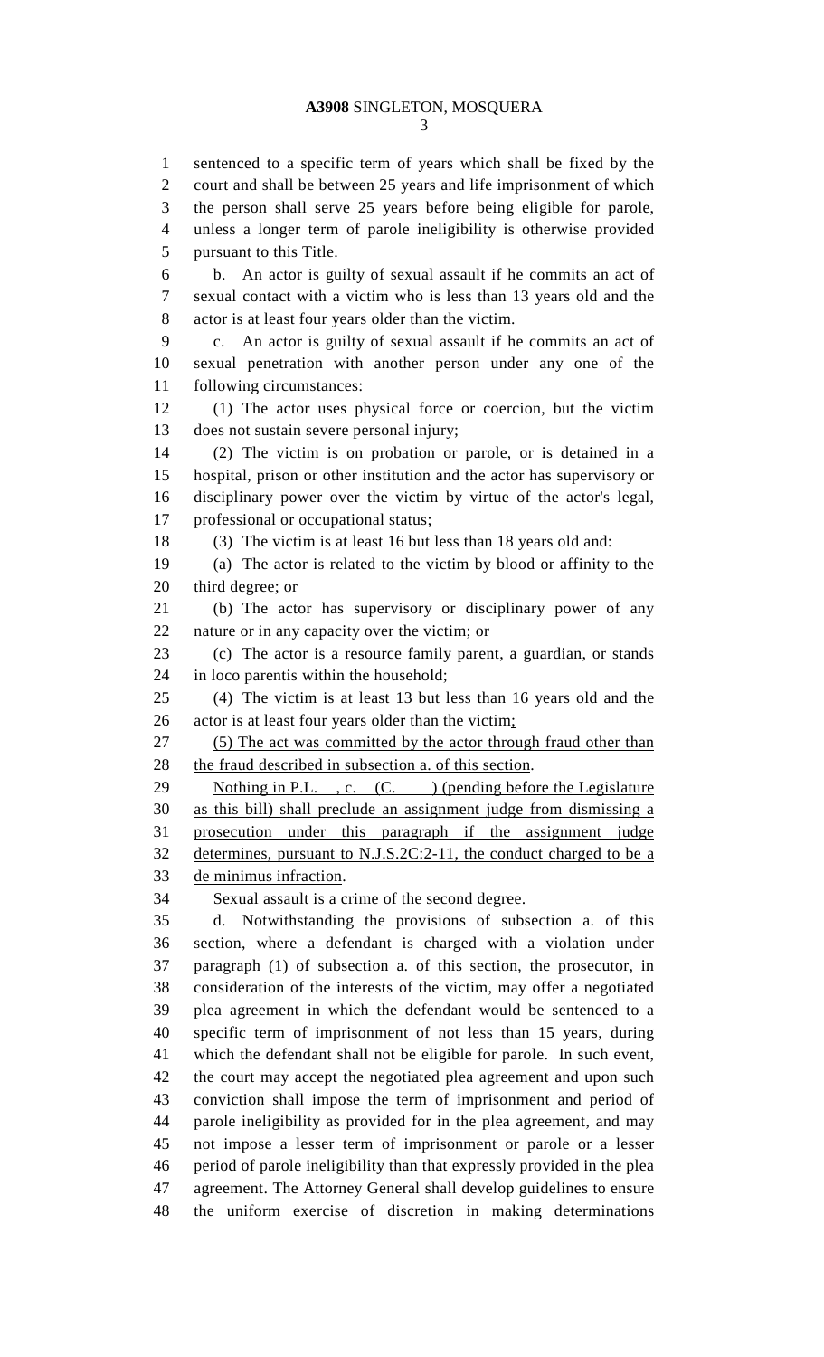sentenced to a specific term of years which shall be fixed by the court and shall be between 25 years and life imprisonment of which the person shall serve 25 years before being eligible for parole, unless a longer term of parole ineligibility is otherwise provided pursuant to this Title.

b. An actor is guilty of sexual assault if he commits an act of sexual contact with a victim who is less than 13 years old and the actor is at least four years older than the victim.

c. An actor is guilty of sexual assault if he commits an act of sexual penetration with another person under any one of the following circumstances:

(1) The actor uses physical force or coercion, but the victim does not sustain severe personal injury;

(2) The victim is on probation or parole, or is detained in a hospital, prison or other institution and the actor has supervisory or disciplinary power over the victim by virtue of the actor's legal, professional or occupational status;

(3) The victim is at least 16 but less than 18 years old and:

(a) The actor is related to the victim by blood or affinity to the third degree; or

(b) The actor has supervisory or disciplinary power of any nature or in any capacity over the victim; or

(c) The actor is a resource family parent, a guardian, or stands in loco parentis within the household;

(4) The victim is at least 13 but less than 16 years old and the actor is at least four years older than the victim;

(5) The act was committed by the actor through fraud other than the fraud described in subsection a. of this section.

Nothing in P.L. , c. (C. ) (pending before the Legislature as this bill) shall preclude an assignment judge from dismissing a prosecution under this paragraph if the assignment judge determines, pursuant to N.J.S.2C:2-11, the conduct charged to be a de minimus infraction.

Sexual assault is a crime of the second degree.

d. Notwithstanding the provisions of subsection a. of this section, where a defendant is charged with a violation under paragraph (1) of subsection a. of this section, the prosecutor, in consideration of the interests of the victim, may offer a negotiated plea agreement in which the defendant would be sentenced to a specific term of imprisonment of not less than 15 years, during which the defendant shall not be eligible for parole. In such event, the court may accept the negotiated plea agreement and upon such conviction shall impose the term of imprisonment and period of parole ineligibility as provided for in the plea agreement, and may not impose a lesser term of imprisonment or parole or a lesser period of parole ineligibility than that expressly provided in the plea agreement. The Attorney General shall develop guidelines to ensure the uniform exercise of discretion in making determinations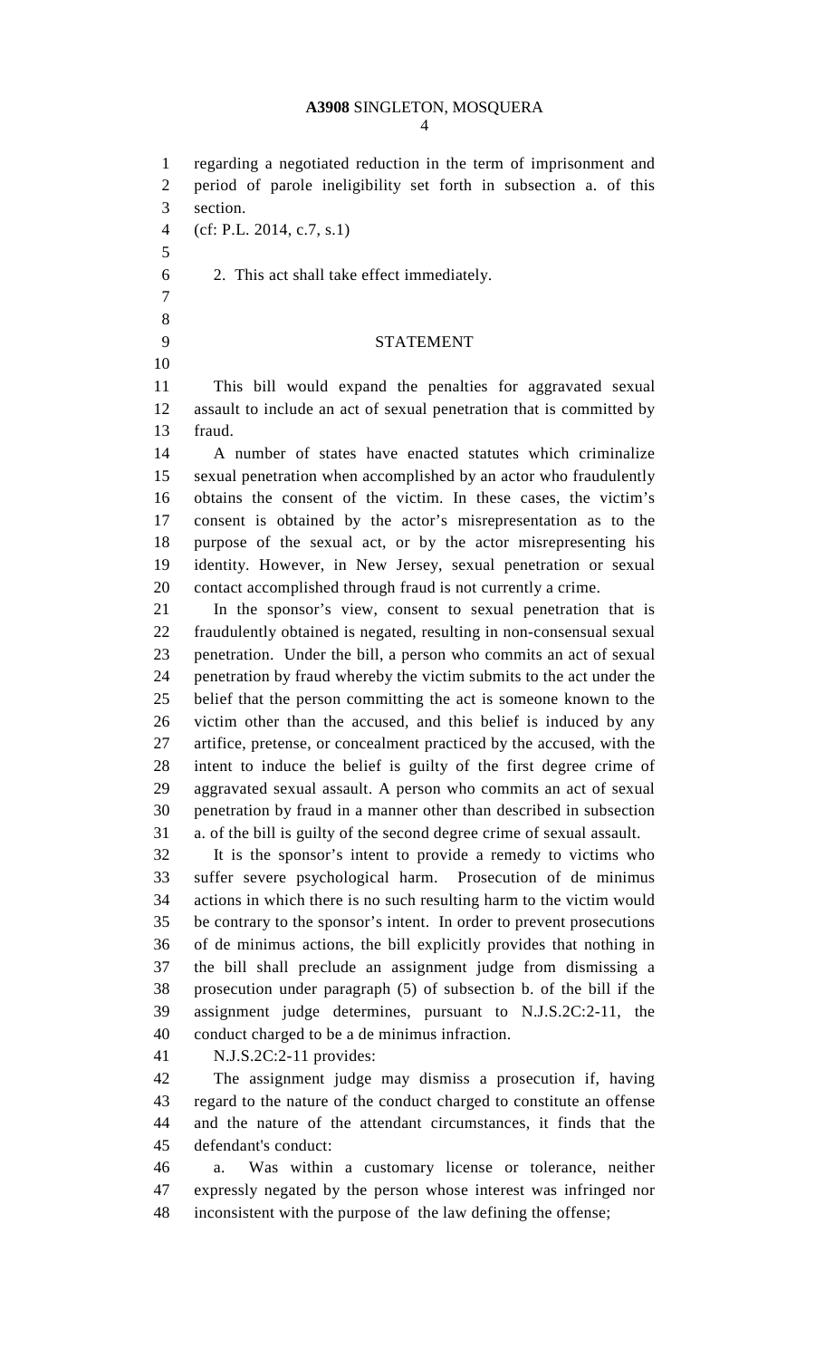regarding a negotiated reduction in the term of imprisonment and period of parole ineligibility set forth in subsection a. of this section.

(cf: P.L. 2014, c.7, s.1)

2. This act shall take effect immediately.

## STATEMENT

This bill would expand the penalties for aggravated sexual assault to include an act of sexual penetration that is committed by fraud.

A number of states have enacted statutes which criminalize sexual penetration when accomplished by an actor who fraudulently obtains the consent of the victim. In these cases, the victim's consent is obtained by the actor's misrepresentation as to the purpose of the sexual act, or by the actor misrepresenting his identity. However, in New Jersey, sexual penetration or sexual contact accomplished through fraud is not currently a crime.

In the sponsor's view, consent to sexual penetration that is fraudulently obtained is negated, resulting in non-consensual sexual penetration. Under the bill, a person who commits an act of sexual penetration by fraud whereby the victim submits to the act under the belief that the person committing the act is someone known to the victim other than the accused, and this belief is induced by any artifice, pretense, or concealment practiced by the accused, with the intent to induce the belief is guilty of the first degree crime of aggravated sexual assault. A person who commits an act of sexual penetration by fraud in a manner other than described in subsection a. of the bill is guilty of the second degree crime of sexual assault.

It is the sponsor's intent to provide a remedy to victims who suffer severe psychological harm. Prosecution of de minimus actions in which there is no such resulting harm to the victim would be contrary to the sponsor's intent. In order to prevent prosecutions of de minimus actions, the bill explicitly provides that nothing in the bill shall preclude an assignment judge from dismissing a prosecution under paragraph (5) of subsection b. of the bill if the assignment judge determines, pursuant to N.J.S.2C:2-11, the conduct charged to be a de minimus infraction.

N.J.S.2C:2-11 provides:

The assignment judge may dismiss a prosecution if, having regard to the nature of the conduct charged to constitute an offense and the nature of the attendant circumstances, it finds that the defendant's conduct:

a. Was within a customary license or tolerance, neither expressly negated by the person whose interest was infringed nor inconsistent with the purpose of the law defining the offense;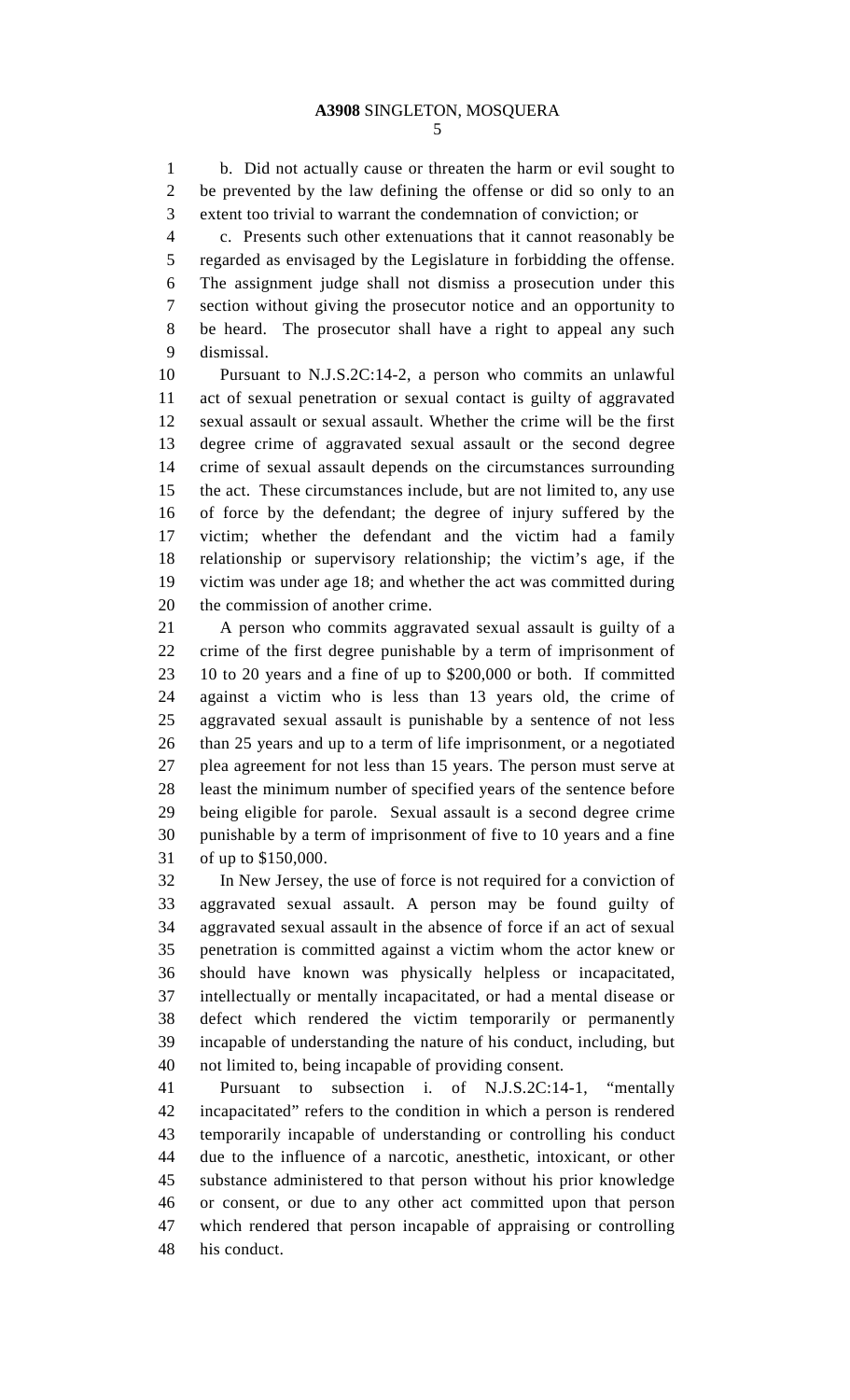b. Did not actually cause or threaten the harm or evil sought to be prevented by the law defining the offense or did so only to an extent too trivial to warrant the condemnation of conviction; or

c. Presents such other extenuations that it cannot reasonably be regarded as envisaged by the Legislature in forbidding the offense. The assignment judge shall not dismiss a prosecution under this section without giving the prosecutor notice and an opportunity to be heard. The prosecutor shall have a right to appeal any such dismissal.

Pursuant to N.J.S.2C:14-2, a person who commits an unlawful act of sexual penetration or sexual contact is guilty of aggravated sexual assault or sexual assault. Whether the crime will be the first degree crime of aggravated sexual assault or the second degree crime of sexual assault depends on the circumstances surrounding the act. These circumstances include, but are not limited to, any use of force by the defendant; the degree of injury suffered by the victim; whether the defendant and the victim had a family relationship or supervisory relationship; the victim's age, if the victim was under age 18; and whether the act was committed during the commission of another crime.

A person who commits aggravated sexual assault is guilty of a crime of the first degree punishable by a term of imprisonment of 10 to 20 years and a fine of up to $200,000 or both. If committed against a victim who is less than 13 years old, the crime of aggravated sexual assault is punishable by a sentence of not less than 25 years and up to a term of life imprisonment, or a negotiated plea agreement for not less than 15 years. The person must serve at least the minimum number of specified years of the sentence before being eligible for parole. Sexual assault is a second degree crime punishable by a term of imprisonment of five to 10 years and a fine of up to $150,000.

In New Jersey, the use of force is not required for a conviction of aggravated sexual assault. A person may be found guilty of aggravated sexual assault in the absence of force if an act of sexual penetration is committed against a victim whom the actor knew or should have known was physically helpless or incapacitated, intellectually or mentally incapacitated, or had a mental disease or defect which rendered the victim temporarily or permanently incapable of understanding the nature of his conduct, including, but not limited to, being incapable of providing consent.

Pursuant to subsection i. of N.J.S.2C:14-1, "mentally incapacitated" refers to the condition in which a person is rendered temporarily incapable of understanding or controlling his conduct due to the influence of a narcotic, anesthetic, intoxicant, or other substance administered to that person without his prior knowledge or consent, or due to any other act committed upon that person which rendered that person incapable of appraising or controlling his conduct.